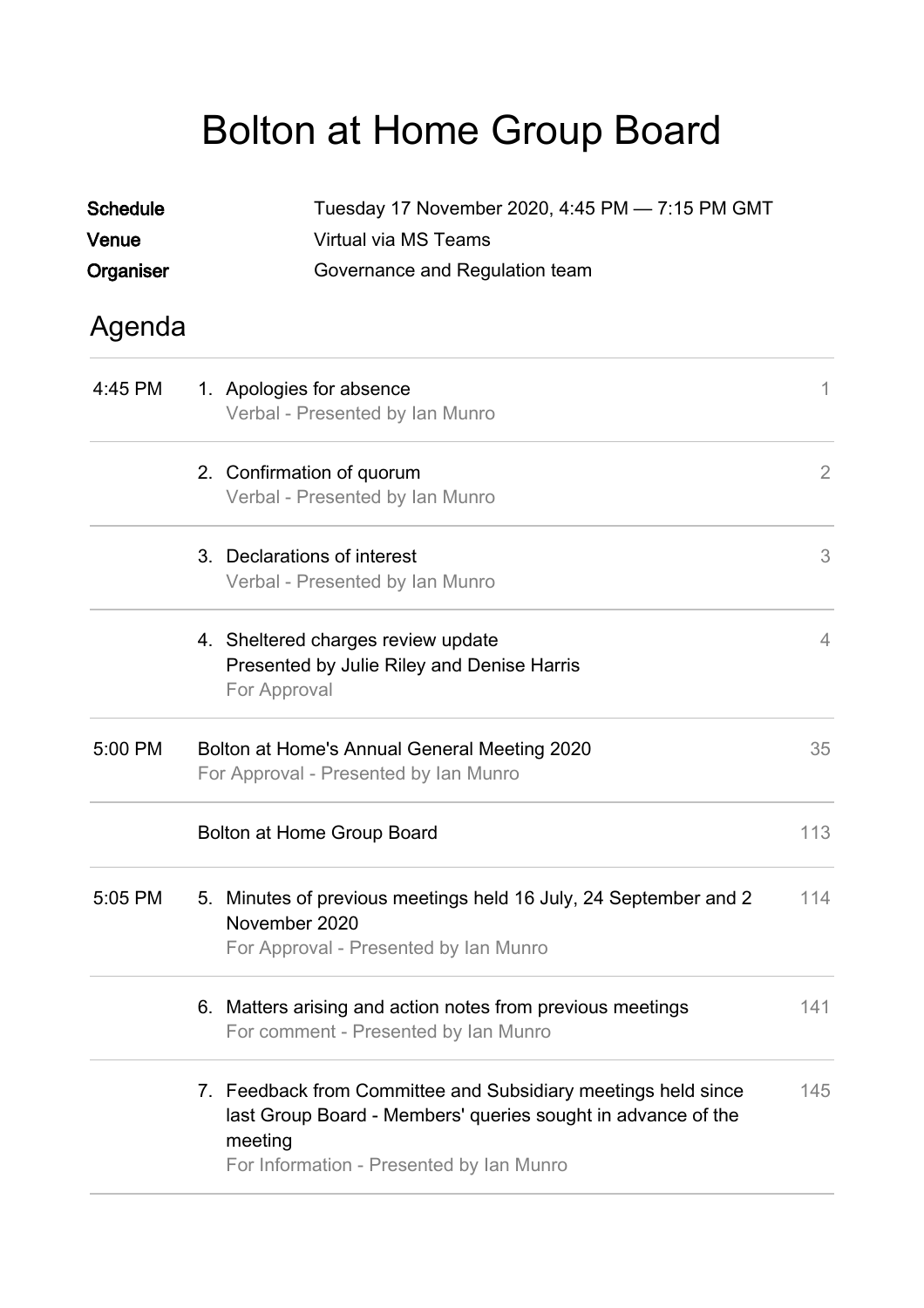# Bolton at Home Group Board

**Schedule** Tuesday 17 November 2020, 4:45 PM — 7:15 PM GMT
**Venue** Virtual via MS Teams
**Organiser** Governance and Regulation team

## Agenda

| Time | Item | Page |
|---|---|---|
| 4:45 PM | 1. Apologies for absence<br>Verbal - Presented by Ian Munro | 1 |
| | 2. Confirmation of quorum<br>Verbal - Presented by Ian Munro | 2 |
| | 3. Declarations of interest<br>Verbal - Presented by Ian Munro | 3 |
| | 4. Sheltered charges review update<br>Presented by Julie Riley and Denise Harris<br>For Approval | 4 |
| 5:00 PM | Bolton at Home's Annual General Meeting 2020<br>For Approval - Presented by Ian Munro | 35 |
| | Bolton at Home Group Board | 113 |
| 5:05 PM | 5. Minutes of previous meetings held 16 July, 24 September and 2 November 2020<br>For Approval - Presented by Ian Munro | 114 |
| | 6. Matters arising and action notes from previous meetings<br>For comment - Presented by Ian Munro | 141 |
| | 7. Feedback from Committee and Subsidiary meetings held since last Group Board - Members' queries sought in advance of the meeting<br>For Information - Presented by Ian Munro | 145 |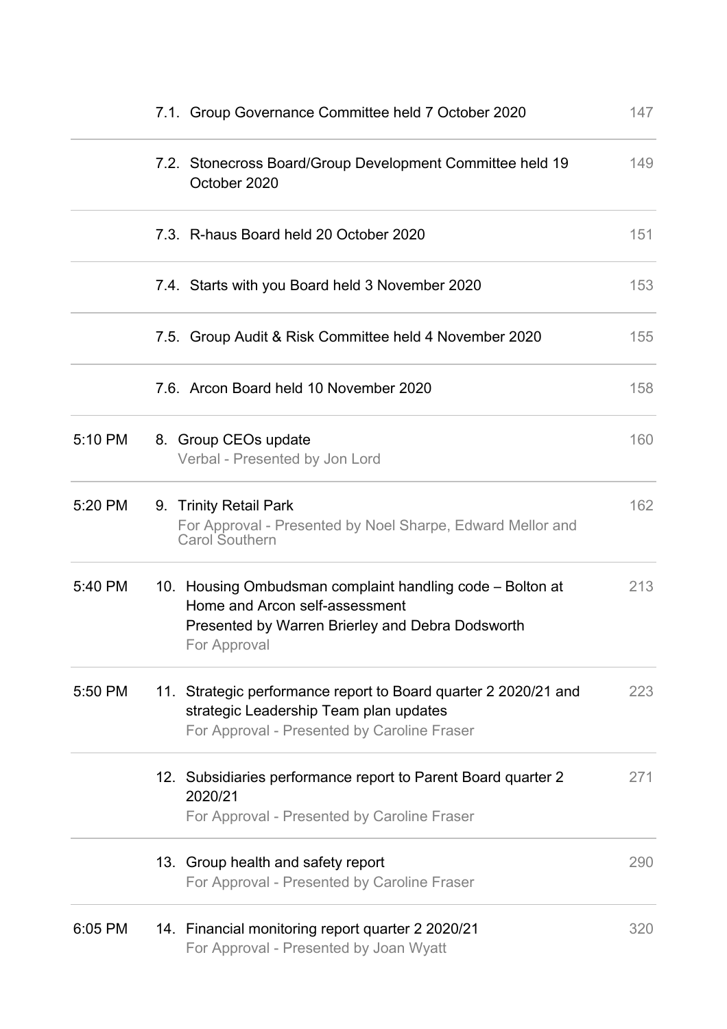| Time | Item | Page |
|---|---|---|
| | 7.1. Group Governance Committee held 7 October 2020 | 147 |
| | 7.2. Stonecross Board/Group Development Committee held 19 October 2020 | 149 |
| | 7.3. R-haus Board held 20 October 2020 | 151 |
| | 7.4. Starts with you Board held 3 November 2020 | 153 |
| | 7.5. Group Audit & Risk Committee held 4 November 2020 | 155 |
| | 7.6. Arcon Board held 10 November 2020 | 158 |
| 5:10 PM | 8. Group CEOs update<br>Verbal - Presented by Jon Lord | 160 |
| 5:20 PM | 9. Trinity Retail Park<br>For Approval - Presented by Noel Sharpe, Edward Mellor and Carol Southern | 162 |
| 5:40 PM | 10. Housing Ombudsman complaint handling code – Bolton at Home and Arcon self-assessment<br>Presented by Warren Brierley and Debra Dodsworth<br>For Approval | 213 |
| 5:50 PM | 11. Strategic performance report to Board quarter 2 2020/21 and strategic Leadership Team plan updates<br>For Approval - Presented by Caroline Fraser | 223 |
| | 12. Subsidiaries performance report to Parent Board quarter 2 2020/21<br>For Approval - Presented by Caroline Fraser | 271 |
| | 13. Group health and safety report<br>For Approval - Presented by Caroline Fraser | 290 |
| 6:05 PM | 14. Financial monitoring report quarter 2 2020/21<br>For Approval - Presented by Joan Wyatt | 320 |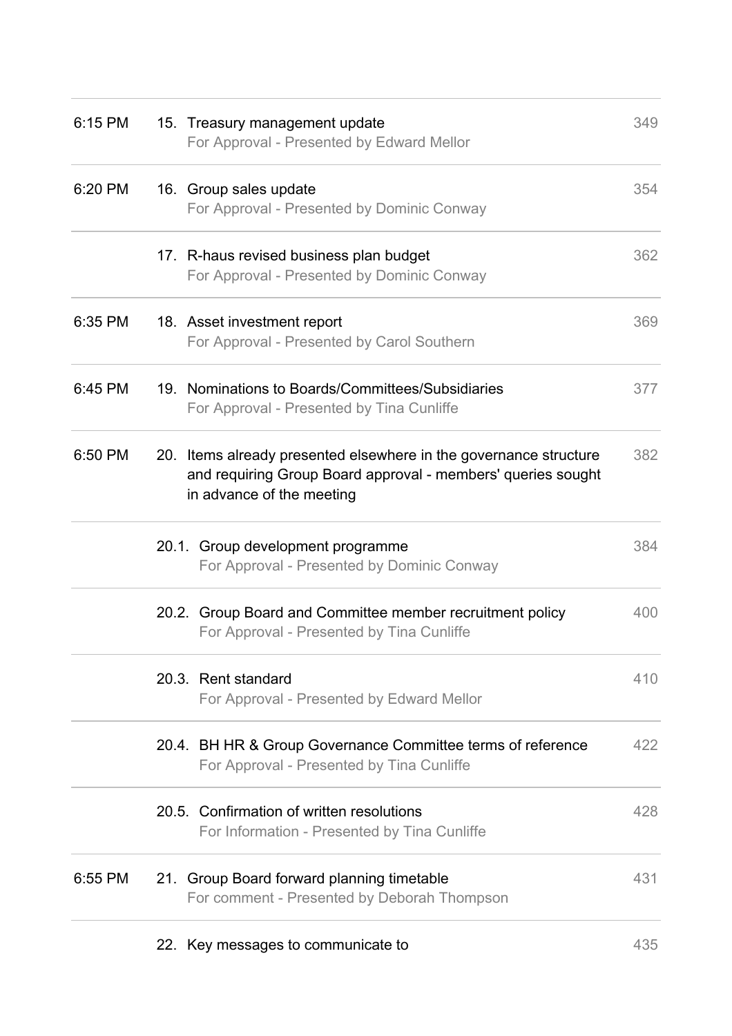| | | |
|---|---|---|
| 6:15 PM | 15. Treasury management update<br>For Approval - Presented by Edward Mellor | 349 |
| 6:20 PM | 16. Group sales update<br>For Approval - Presented by Dominic Conway | 354 |
| | 17. R-haus revised business plan budget<br>For Approval - Presented by Dominic Conway | 362 |
| 6:35 PM | 18. Asset investment report<br>For Approval - Presented by Carol Southern | 369 |
| 6:45 PM | 19. Nominations to Boards/Committees/Subsidiaries<br>For Approval - Presented by Tina Cunliffe | 377 |
| 6:50 PM | 20. Items already presented elsewhere in the governance structure and requiring Group Board approval - members' queries sought in advance of the meeting | 382 |
| | 20.1. Group development programme<br>For Approval - Presented by Dominic Conway | 384 |
| | 20.2. Group Board and Committee member recruitment policy<br>For Approval - Presented by Tina Cunliffe | 400 |
| | 20.3. Rent standard<br>For Approval - Presented by Edward Mellor | 410 |
| | 20.4. BH HR & Group Governance Committee terms of reference<br>For Approval - Presented by Tina Cunliffe | 422 |
| | 20.5. Confirmation of written resolutions<br>For Information - Presented by Tina Cunliffe | 428 |
| 6:55 PM | 21. Group Board forward planning timetable<br>For comment - Presented by Deborah Thompson | 431 |
| | 22. Key messages to communicate to | 435 |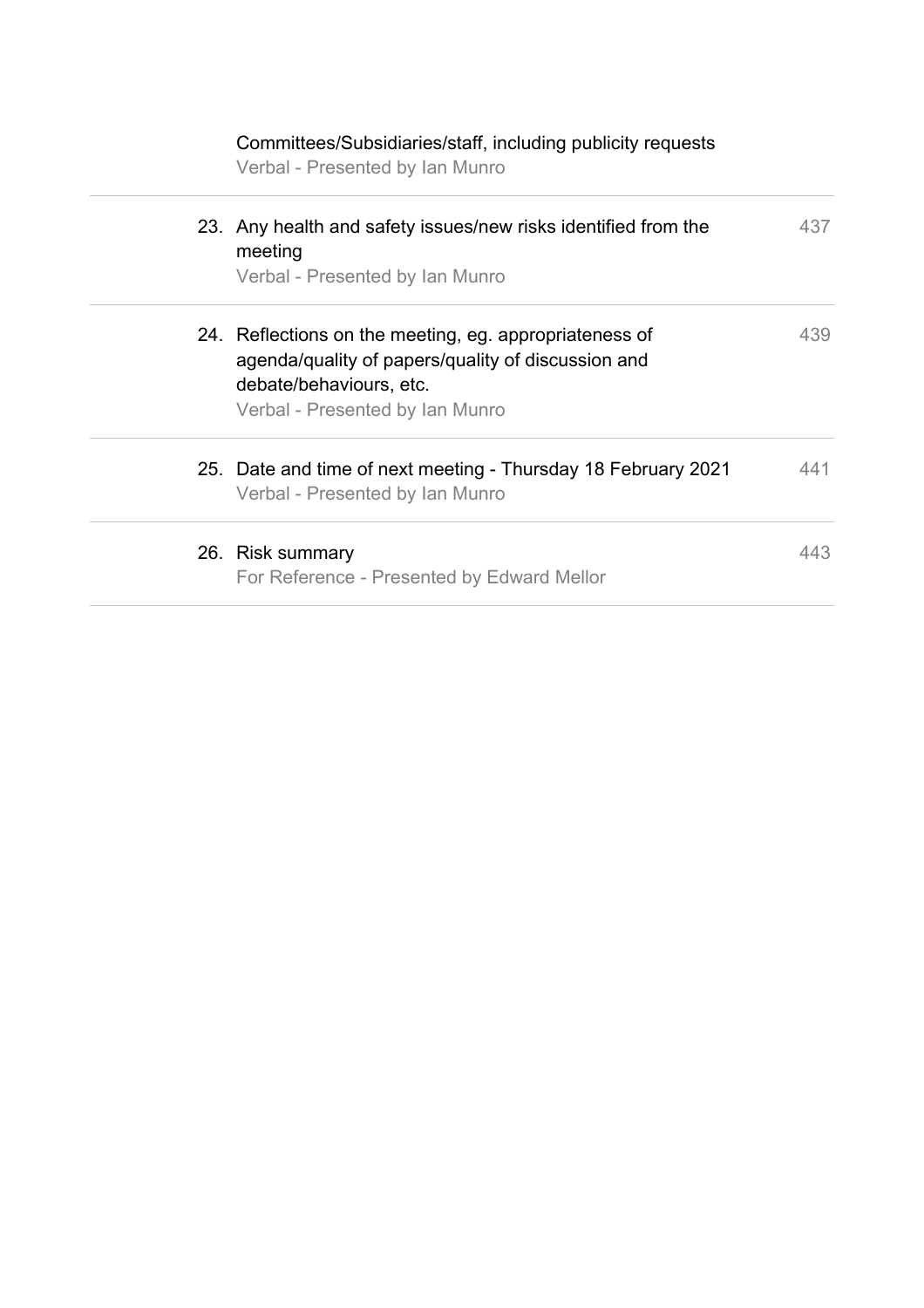Committees/Subsidiaries/staff, including publicity requests
Verbal - Presented by Ian Munro

23. Any health and safety issues/new risks identified from the meeting — 437
Verbal - Presented by Ian Munro

24. Reflections on the meeting, eg. appropriateness of agenda/quality of papers/quality of discussion and debate/behaviours, etc. — 439
Verbal - Presented by Ian Munro

25. Date and time of next meeting - Thursday 18 February 2021 — 441
Verbal - Presented by Ian Munro

26. Risk summary — 443
For Reference - Presented by Edward Mellor